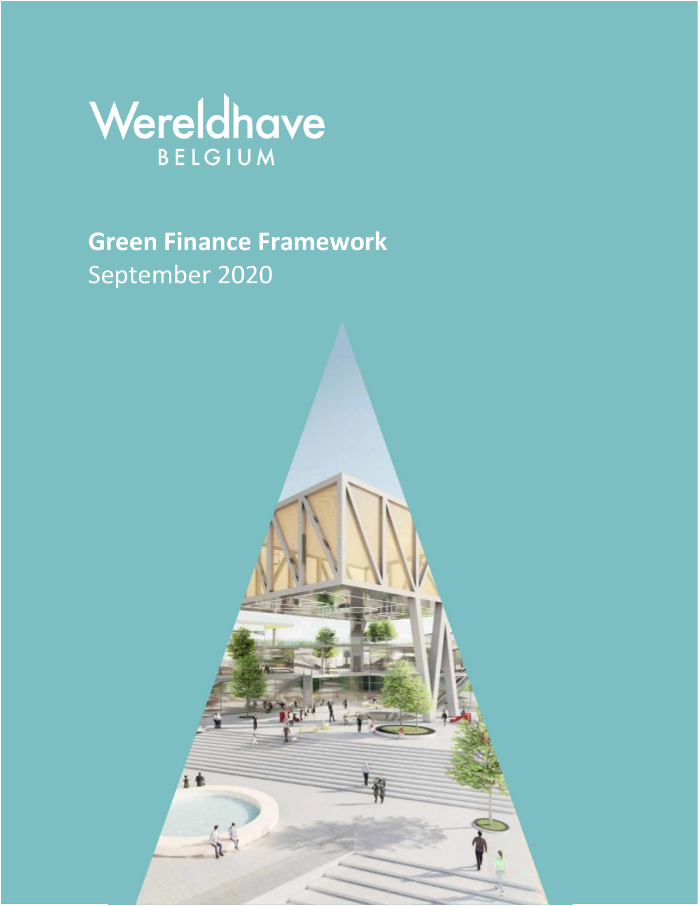Wereldhave

BELGIUM

# Green Finance Framework

September 2020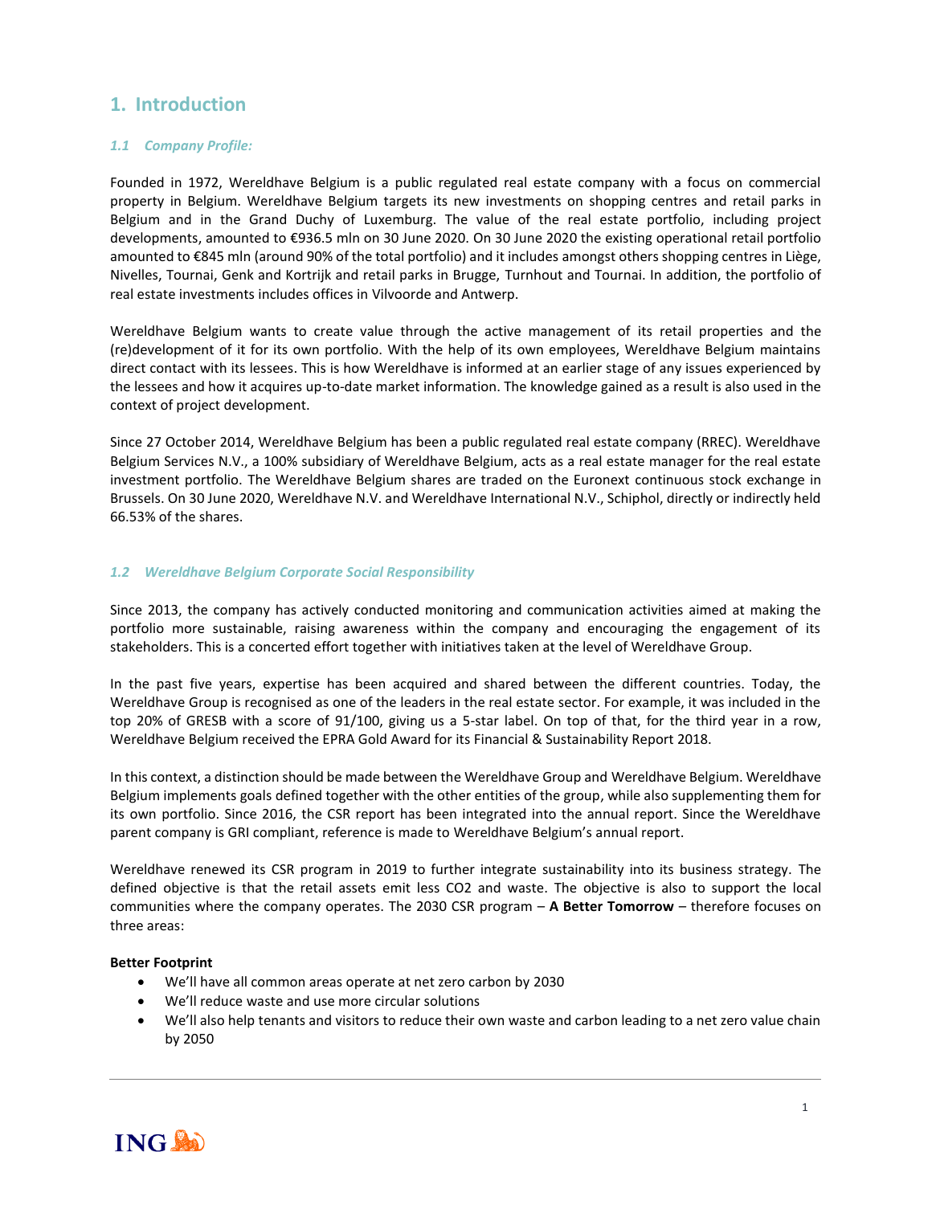# 1. Introduction

## *1.1 Company Profile:*

Founded in 1972, Wereldhave Belgium is a public regulated real estate company with a focus on commercial property in Belgium. Wereldhave Belgium targets its new investments on shopping centres and retail parks in Belgium and in the Grand Duchy of Luxemburg. The value of the real estate portfolio, including project developments, amounted to €936.5 mln on 30 June 2020. On 30 June 2020 the existing operational retail portfolio amounted to €845 mln (around 90% of the total portfolio) and it includes amongst others shopping centres in Liège, Nivelles, Tournai, Genk and Kortrijk and retail parks in Brugge, Turnhout and Tournai. In addition, the portfolio of real estate investments includes offices in Vilvoorde and Antwerp.

Wereldhave Belgium wants to create value through the active management of its retail properties and the (re)development of it for its own portfolio. With the help of its own employees, Wereldhave Belgium maintains direct contact with its lessees. This is how Wereldhave is informed at an earlier stage of any issues experienced by the lessees and how it acquires up-to-date market information. The knowledge gained as a result is also used in the context of project development.

Since 27 October 2014, Wereldhave Belgium has been a public regulated real estate company (RREC). Wereldhave Belgium Services N.V., a 100% subsidiary of Wereldhave Belgium, acts as a real estate manager for the real estate investment portfolio. The Wereldhave Belgium shares are traded on the Euronext continuous stock exchange in Brussels. On 30 June 2020, Wereldhave N.V. and Wereldhave International N.V., Schiphol, directly or indirectly held 66.53% of the shares.

## *1.2 Wereldhave Belgium Corporate Social Responsibility*

Since 2013, the company has actively conducted monitoring and communication activities aimed at making the portfolio more sustainable, raising awareness within the company and encouraging the engagement of its stakeholders. This is a concerted effort together with initiatives taken at the level of Wereldhave Group.

In the past five years, expertise has been acquired and shared between the different countries. Today, the Wereldhave Group is recognised as one of the leaders in the real estate sector. For example, it was included in the top 20% of GRESB with a score of 91/100, giving us a 5-star label. On top of that, for the third year in a row, Wereldhave Belgium received the EPRA Gold Award for its Financial & Sustainability Report 2018.

In this context, a distinction should be made between the Wereldhave Group and Wereldhave Belgium. Wereldhave Belgium implements goals defined together with the other entities of the group, while also supplementing them for its own portfolio. Since 2016, the CSR report has been integrated into the annual report. Since the Wereldhave parent company is GRI compliant, reference is made to Wereldhave Belgium's annual report.

Wereldhave renewed its CSR program in 2019 to further integrate sustainability into its business strategy. The defined objective is that the retail assets emit less $CO_2$ and waste. The objective is also to support the local communities where the company operates. The 2030 CSR program – **A Better Tomorrow** – therefore focuses on three areas:

**Better Footprint**

- We'll have all common areas operate at net zero carbon by 2030
- We'll reduce waste and use more circular solutions
- We'll also help tenants and visitors to reduce their own waste and carbon leading to a net zero value chain by 2050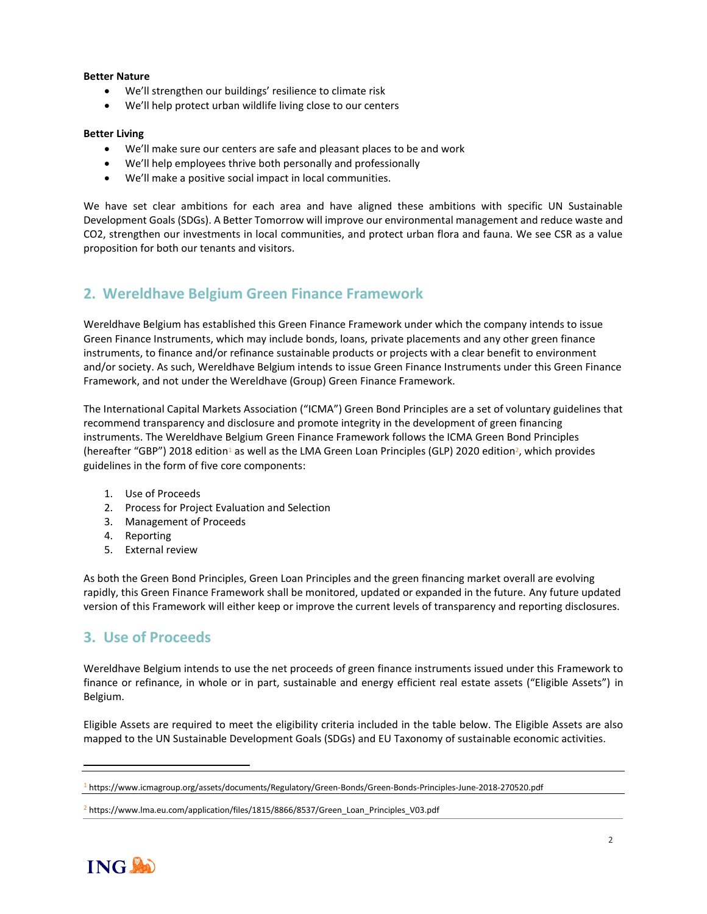**Better Nature**

- We'll strengthen our buildings' resilience to climate risk
- We'll help protect urban wildlife living close to our centers

**Better Living**

- We'll make sure our centers are safe and pleasant places to be and work
- We'll help employees thrive both personally and professionally
- We'll make a positive social impact in local communities.

We have set clear ambitions for each area and have aligned these ambitions with specific UN Sustainable Development Goals (SDGs). A Better Tomorrow will improve our environmental management and reduce waste and CO2, strengthen our investments in local communities, and protect urban flora and fauna. We see CSR as a value proposition for both our tenants and visitors.

## 2. Wereldhave Belgium Green Finance Framework

Wereldhave Belgium has established this Green Finance Framework under which the company intends to issue Green Finance Instruments, which may include bonds, loans, private placements and any other green finance instruments, to finance and/or refinance sustainable products or projects with a clear benefit to environment and/or society. As such, Wereldhave Belgium intends to issue Green Finance Instruments under this Green Finance Framework, and not under the Wereldhave (Group) Green Finance Framework.

The International Capital Markets Association ("ICMA") Green Bond Principles are a set of voluntary guidelines that recommend transparency and disclosure and promote integrity in the development of green financing instruments. The Wereldhave Belgium Green Finance Framework follows the ICMA Green Bond Principles (hereafter "GBP") 2018 edition[1] as well as the LMA Green Loan Principles (GLP) 2020 edition[2], which provides guidelines in the form of five core components:

1. Use of Proceeds
2. Process for Project Evaluation and Selection
3. Management of Proceeds
4. Reporting
5. External review

As both the Green Bond Principles, Green Loan Principles and the green financing market overall are evolving rapidly, this Green Finance Framework shall be monitored, updated or expanded in the future. Any future updated version of this Framework will either keep or improve the current levels of transparency and reporting disclosures.

## 3. Use of Proceeds

Wereldhave Belgium intends to use the net proceeds of green finance instruments issued under this Framework to finance or refinance, in whole or in part, sustainable and energy efficient real estate assets ("Eligible Assets") in Belgium.

Eligible Assets are required to meet the eligibility criteria included in the table below. The Eligible Assets are also mapped to the UN Sustainable Development Goals (SDGs) and EU Taxonomy of sustainable economic activities.

---

[1] https://www.icmagroup.org/assets/documents/Regulatory/Green-Bonds/Green-Bonds-Principles-June-2018-270520.pdf

[2] https://www.lma.eu.com/application/files/1815/8866/8537/Green_Loan_Principles_V03.pdf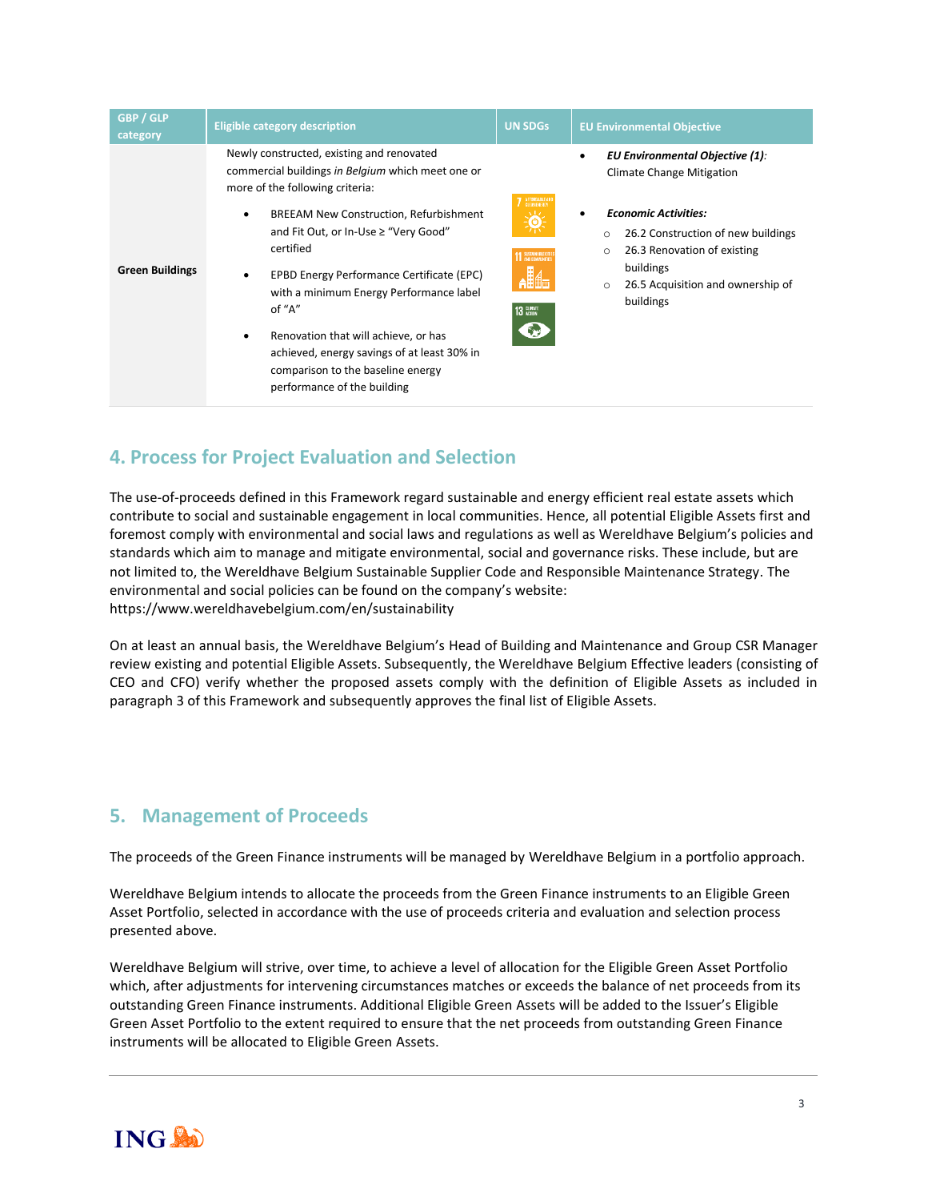| GBP / GLP category | Eligible category description | UN SDGs | EU Environmental Objective |
|---|---|---|---|
| **Green Buildings** | Newly constructed, existing and renovated commercial buildings *in Belgium* which meet one or more of the following criteria:<br>• BREEAM New Construction, Refurbishment and Fit Out, or In-Use ≥ "Very Good" certified<br>• EPBD Energy Performance Certificate (EPC) with a minimum Energy Performance label of "A"<br>• Renovation that will achieve, or has achieved, energy savings of at least 30% in comparison to the baseline energy performance of the building | 7, 11, 13 | • ***EU Environmental Objective (1)***: Climate Change Mitigation<br>• ***Economic Activities:***<br>○ 26.2 Construction of new buildings<br>○ 26.3 Renovation of existing buildings<br>○ 26.5 Acquisition and ownership of buildings |

## 4. Process for Project Evaluation and Selection

The use-of-proceeds defined in this Framework regard sustainable and energy efficient real estate assets which contribute to social and sustainable engagement in local communities. Hence, all potential Eligible Assets first and foremost comply with environmental and social laws and regulations as well as Wereldhave Belgium's policies and standards which aim to manage and mitigate environmental, social and governance risks. These include, but are not limited to, the Wereldhave Belgium Sustainable Supplier Code and Responsible Maintenance Strategy. The environmental and social policies can be found on the company's website: https://www.wereldhavebelgium.com/en/sustainability

On at least an annual basis, the Wereldhave Belgium's Head of Building and Maintenance and Group CSR Manager review existing and potential Eligible Assets. Subsequently, the Wereldhave Belgium Effective leaders (consisting of CEO and CFO) verify whether the proposed assets comply with the definition of Eligible Assets as included in paragraph 3 of this Framework and subsequently approves the final list of Eligible Assets.

## 5. Management of Proceeds

The proceeds of the Green Finance instruments will be managed by Wereldhave Belgium in a portfolio approach.

Wereldhave Belgium intends to allocate the proceeds from the Green Finance instruments to an Eligible Green Asset Portfolio, selected in accordance with the use of proceeds criteria and evaluation and selection process presented above.

Wereldhave Belgium will strive, over time, to achieve a level of allocation for the Eligible Green Asset Portfolio which, after adjustments for intervening circumstances matches or exceeds the balance of net proceeds from its outstanding Green Finance instruments. Additional Eligible Green Assets will be added to the Issuer's Eligible Green Asset Portfolio to the extent required to ensure that the net proceeds from outstanding Green Finance instruments will be allocated to Eligible Green Assets.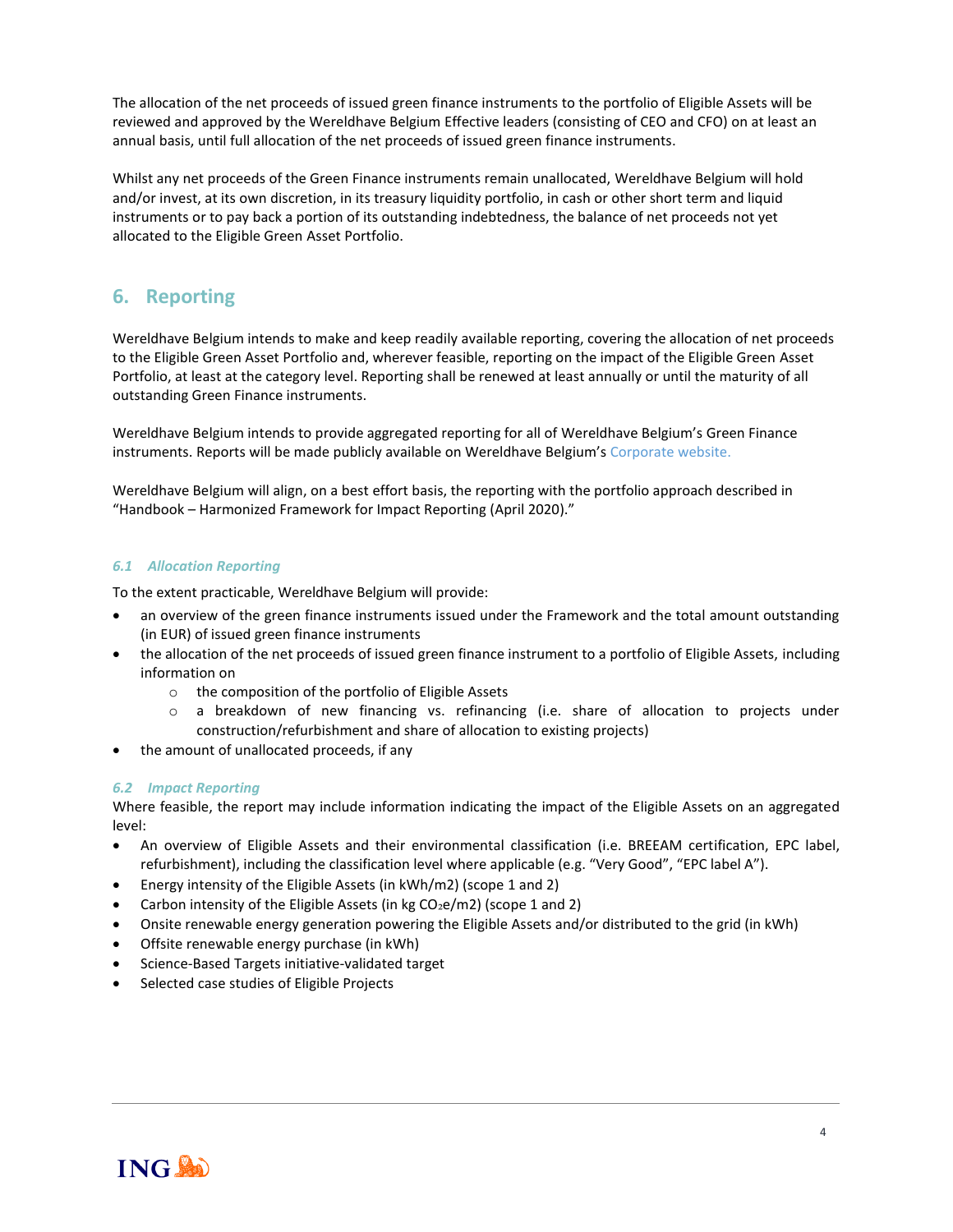The allocation of the net proceeds of issued green finance instruments to the portfolio of Eligible Assets will be reviewed and approved by the Wereldhave Belgium Effective leaders (consisting of CEO and CFO) on at least an annual basis, until full allocation of the net proceeds of issued green finance instruments.

Whilst any net proceeds of the Green Finance instruments remain unallocated, Wereldhave Belgium will hold and/or invest, at its own discretion, in its treasury liquidity portfolio, in cash or other short term and liquid instruments or to pay back a portion of its outstanding indebtedness, the balance of net proceeds not yet allocated to the Eligible Green Asset Portfolio.

## 6. Reporting

Wereldhave Belgium intends to make and keep readily available reporting, covering the allocation of net proceeds to the Eligible Green Asset Portfolio and, wherever feasible, reporting on the impact of the Eligible Green Asset Portfolio, at least at the category level. Reporting shall be renewed at least annually or until the maturity of all outstanding Green Finance instruments.

Wereldhave Belgium intends to provide aggregated reporting for all of Wereldhave Belgium's Green Finance instruments. Reports will be made publicly available on Wereldhave Belgium's Corporate website.

Wereldhave Belgium will align, on a best effort basis, the reporting with the portfolio approach described in "Handbook – Harmonized Framework for Impact Reporting (April 2020)."

### *6.1 Allocation Reporting*

To the extent practicable, Wereldhave Belgium will provide:

- an overview of the green finance instruments issued under the Framework and the total amount outstanding (in EUR) of issued green finance instruments
- the allocation of the net proceeds of issued green finance instrument to a portfolio of Eligible Assets, including information on
  - the composition of the portfolio of Eligible Assets
  - a breakdown of new financing vs. refinancing (i.e. share of allocation to projects under construction/refurbishment and share of allocation to existing projects)
- the amount of unallocated proceeds, if any

### *6.2 Impact Reporting*

Where feasible, the report may include information indicating the impact of the Eligible Assets on an aggregated level:

- An overview of Eligible Assets and their environmental classification (i.e. BREEAM certification, EPC label, refurbishment), including the classification level where applicable (e.g. "Very Good", "EPC label A").
- Energy intensity of the Eligible Assets (in kWh/m2) (scope 1 and 2)
- Carbon intensity of the Eligible Assets (in kg $CO_2e$/m2) (scope 1 and 2)
- Onsite renewable energy generation powering the Eligible Assets and/or distributed to the grid (in kWh)
- Offsite renewable energy purchase (in kWh)
- Science-Based Targets initiative-validated target
- Selected case studies of Eligible Projects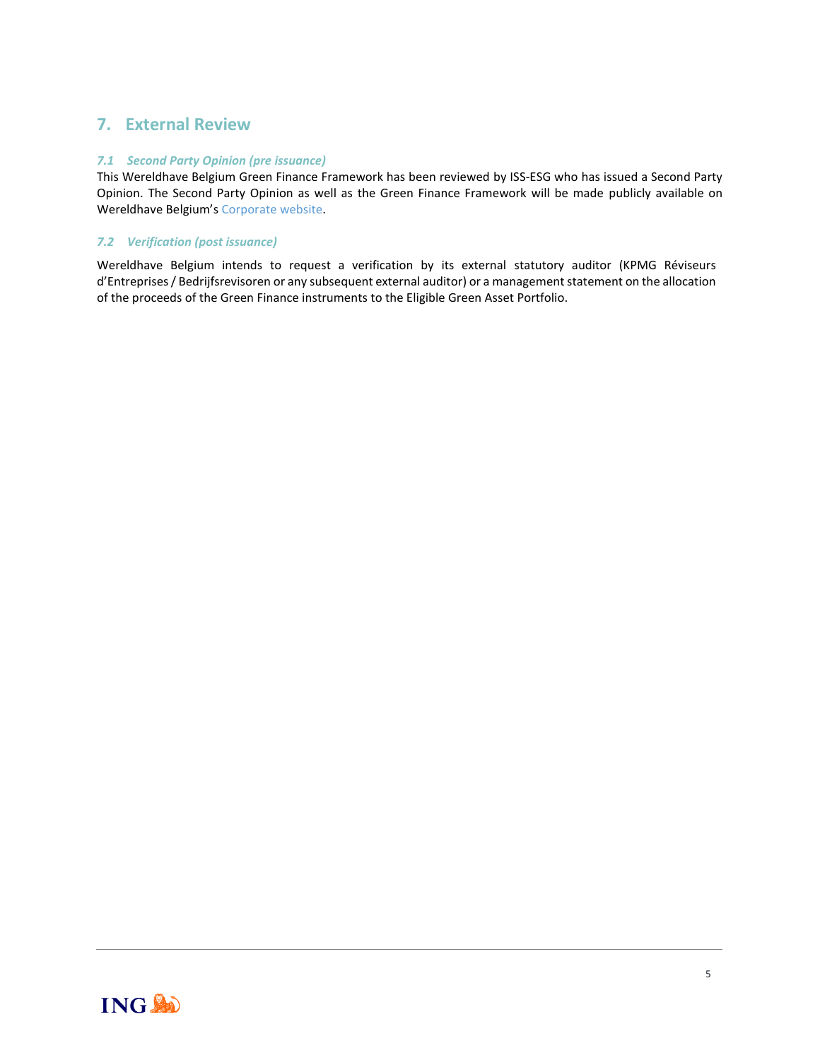## 7. External Review

### *7.1 Second Party Opinion (pre issuance)*

This Wereldhave Belgium Green Finance Framework has been reviewed by ISS-ESG who has issued a Second Party Opinion. The Second Party Opinion as well as the Green Finance Framework will be made publicly available on Wereldhave Belgium's Corporate website.

### *7.2 Verification (post issuance)*

Wereldhave Belgium intends to request a verification by its external statutory auditor (KPMG Réviseurs d'Entreprises / Bedrijfsrevisoren or any subsequent external auditor) or a management statement on the allocation of the proceeds of the Green Finance instruments to the Eligible Green Asset Portfolio.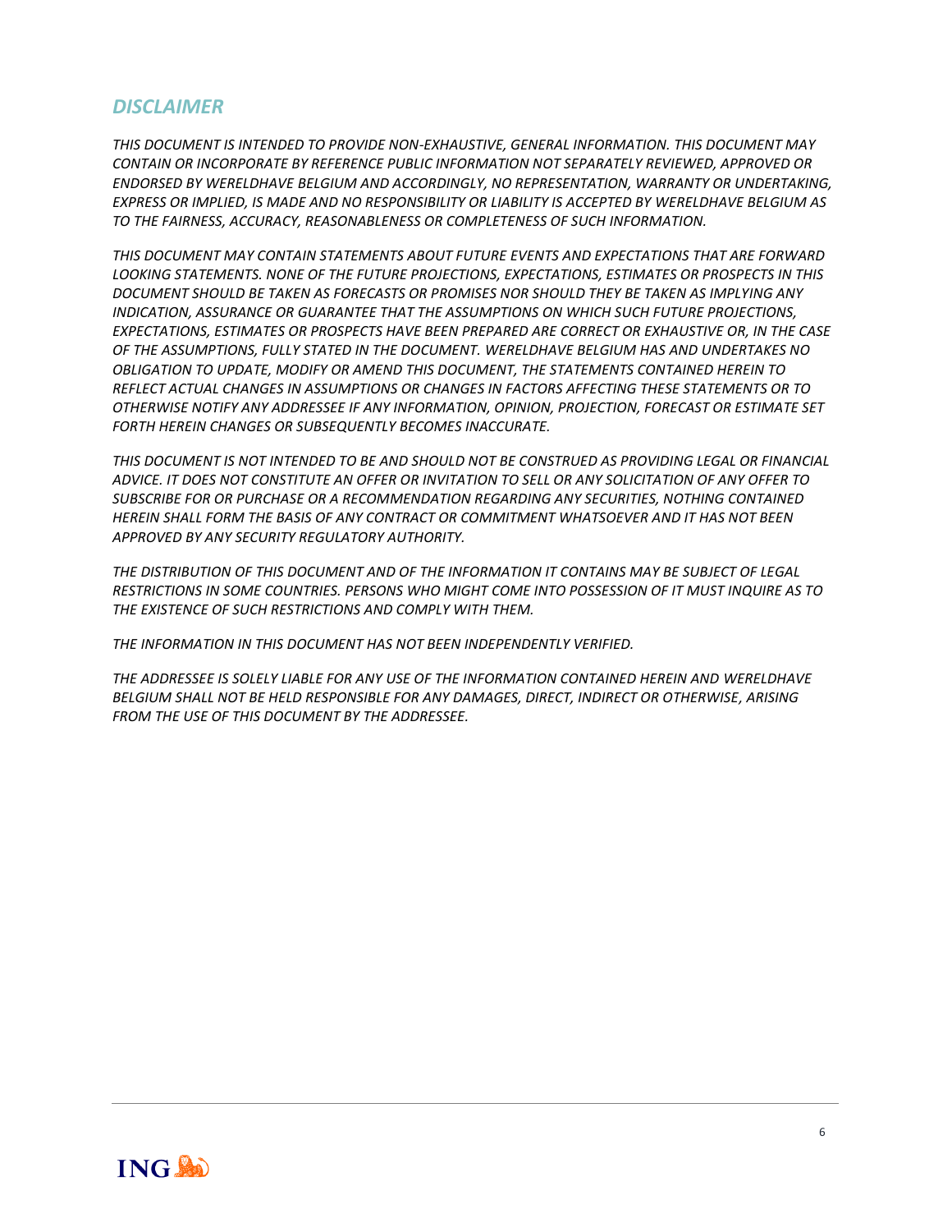## *DISCLAIMER*

*THIS DOCUMENT IS INTENDED TO PROVIDE NON-EXHAUSTIVE, GENERAL INFORMATION. THIS DOCUMENT MAY CONTAIN OR INCORPORATE BY REFERENCE PUBLIC INFORMATION NOT SEPARATELY REVIEWED, APPROVED OR ENDORSED BY WERELDHAVE BELGIUM AND ACCORDINGLY, NO REPRESENTATION, WARRANTY OR UNDERTAKING, EXPRESS OR IMPLIED, IS MADE AND NO RESPONSIBILITY OR LIABILITY IS ACCEPTED BY WERELDHAVE BELGIUM AS TO THE FAIRNESS, ACCURACY, REASONABLENESS OR COMPLETENESS OF SUCH INFORMATION.*

*THIS DOCUMENT MAY CONTAIN STATEMENTS ABOUT FUTURE EVENTS AND EXPECTATIONS THAT ARE FORWARD LOOKING STATEMENTS. NONE OF THE FUTURE PROJECTIONS, EXPECTATIONS, ESTIMATES OR PROSPECTS IN THIS DOCUMENT SHOULD BE TAKEN AS FORECASTS OR PROMISES NOR SHOULD THEY BE TAKEN AS IMPLYING ANY INDICATION, ASSURANCE OR GUARANTEE THAT THE ASSUMPTIONS ON WHICH SUCH FUTURE PROJECTIONS, EXPECTATIONS, ESTIMATES OR PROSPECTS HAVE BEEN PREPARED ARE CORRECT OR EXHAUSTIVE OR, IN THE CASE OF THE ASSUMPTIONS, FULLY STATED IN THE DOCUMENT. WERELDHAVE BELGIUM HAS AND UNDERTAKES NO OBLIGATION TO UPDATE, MODIFY OR AMEND THIS DOCUMENT, THE STATEMENTS CONTAINED HEREIN TO REFLECT ACTUAL CHANGES IN ASSUMPTIONS OR CHANGES IN FACTORS AFFECTING THESE STATEMENTS OR TO OTHERWISE NOTIFY ANY ADDRESSEE IF ANY INFORMATION, OPINION, PROJECTION, FORECAST OR ESTIMATE SET FORTH HEREIN CHANGES OR SUBSEQUENTLY BECOMES INACCURATE.*

*THIS DOCUMENT IS NOT INTENDED TO BE AND SHOULD NOT BE CONSTRUED AS PROVIDING LEGAL OR FINANCIAL ADVICE. IT DOES NOT CONSTITUTE AN OFFER OR INVITATION TO SELL OR ANY SOLICITATION OF ANY OFFER TO SUBSCRIBE FOR OR PURCHASE OR A RECOMMENDATION REGARDING ANY SECURITIES, NOTHING CONTAINED HEREIN SHALL FORM THE BASIS OF ANY CONTRACT OR COMMITMENT WHATSOEVER AND IT HAS NOT BEEN APPROVED BY ANY SECURITY REGULATORY AUTHORITY.*

*THE DISTRIBUTION OF THIS DOCUMENT AND OF THE INFORMATION IT CONTAINS MAY BE SUBJECT OF LEGAL RESTRICTIONS IN SOME COUNTRIES. PERSONS WHO MIGHT COME INTO POSSESSION OF IT MUST INQUIRE AS TO THE EXISTENCE OF SUCH RESTRICTIONS AND COMPLY WITH THEM.*

*THE INFORMATION IN THIS DOCUMENT HAS NOT BEEN INDEPENDENTLY VERIFIED.*

*THE ADDRESSEE IS SOLELY LIABLE FOR ANY USE OF THE INFORMATION CONTAINED HEREIN AND WERELDHAVE BELGIUM SHALL NOT BE HELD RESPONSIBLE FOR ANY DAMAGES, DIRECT, INDIRECT OR OTHERWISE, ARISING FROM THE USE OF THIS DOCUMENT BY THE ADDRESSEE.*